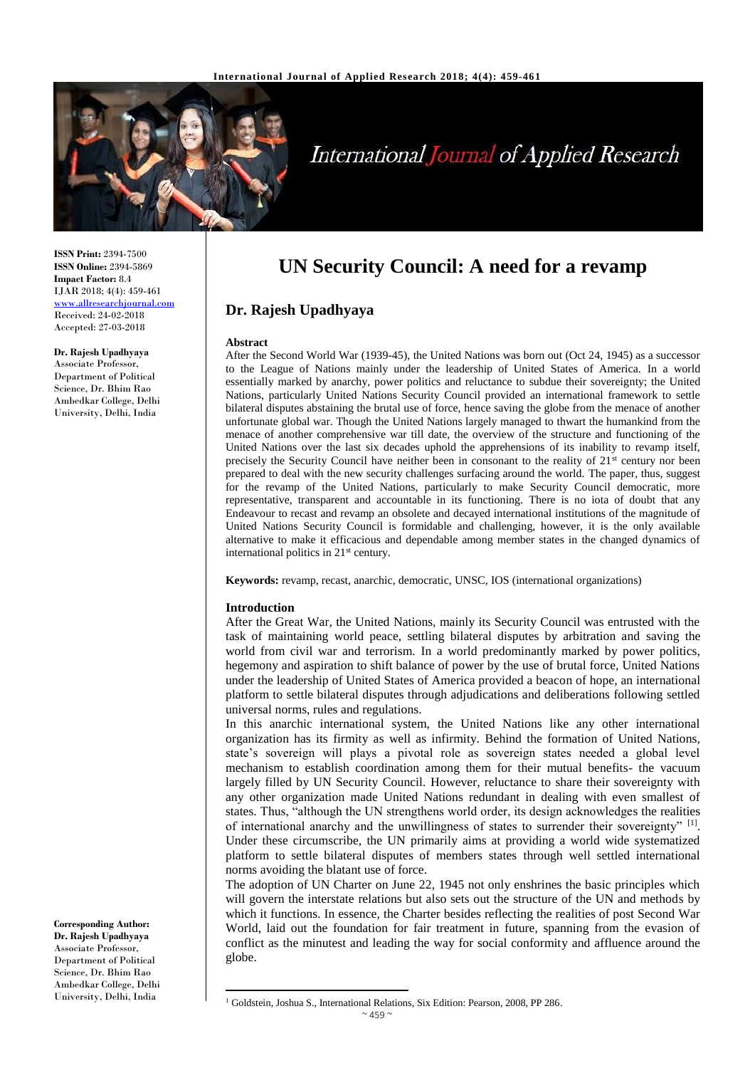**ISSN Print:** 2394-7500
**ISSN Online:** 2394-5869
**Impact Factor:** 8.4
IJAR 2018; 4(4): 459-461
www.allresearchjournal.com
Received: 24-02-2018
Accepted: 27-03-2018

**Dr. Rajesh Upadhyaya**
Associate Professor, Department of Political Science, Dr. Bhim Rao Ambedkar College, Delhi University, Delhi, India

**Corresponding Author:**
**Dr. Rajesh Upadhyaya**
Associate Professor, Department of Political Science, Dr. Bhim Rao Ambedkar College, Delhi University, Delhi, India

# UN Security Council: A need for a revamp

## Dr. Rajesh Upadhyaya

### Abstract

After the Second World War (1939-45), the United Nations was born out (Oct 24, 1945) as a successor to the League of Nations mainly under the leadership of United States of America. In a world essentially marked by anarchy, power politics and reluctance to subdue their sovereignty; the United Nations, particularly United Nations Security Council provided an international framework to settle bilateral disputes abstaining the brutal use of force, hence saving the globe from the menace of another unfortunate global war. Though the United Nations largely managed to thwart the humankind from the menace of another comprehensive war till date, the overview of the structure and functioning of the United Nations over the last six decades uphold the apprehensions of its inability to revamp itself, precisely the Security Council have neither been in consonant to the reality of 21st century nor been prepared to deal with the new security challenges surfacing around the world. The paper, thus, suggest for the revamp of the United Nations, particularly to make Security Council democratic, more representative, transparent and accountable in its functioning. There is no iota of doubt that any Endeavour to recast and revamp an obsolete and decayed international institutions of the magnitude of United Nations Security Council is formidable and challenging, however, it is the only available alternative to make it efficacious and dependable among member states in the changed dynamics of international politics in 21st century.

**Keywords:** revamp, recast, anarchic, democratic, UNSC, IOS (international organizations)

### Introduction

After the Great War, the United Nations, mainly its Security Council was entrusted with the task of maintaining world peace, settling bilateral disputes by arbitration and saving the world from civil war and terrorism. In a world predominantly marked by power politics, hegemony and aspiration to shift balance of power by the use of brutal force, United Nations under the leadership of United States of America provided a beacon of hope, an international platform to settle bilateral disputes through adjudications and deliberations following settled universal norms, rules and regulations.

In this anarchic international system, the United Nations like any other international organization has its firmity as well as infirmity. Behind the formation of United Nations, state's sovereign will plays a pivotal role as sovereign states needed a global level mechanism to establish coordination among them for their mutual benefits- the vacuum largely filled by UN Security Council. However, reluctance to share their sovereignty with any other organization made United Nations redundant in dealing with even smallest of states. Thus, "although the UN strengthens world order, its design acknowledges the realities of international anarchy and the unwillingness of states to surrender their sovereignty" [1]. Under these circumscribe, the UN primarily aims at providing a world wide systematized platform to settle bilateral disputes of members states through well settled international norms avoiding the blatant use of force.

The adoption of UN Charter on June 22, 1945 not only enshrines the basic principles which will govern the interstate relations but also sets out the structure of the UN and methods by which it functions. In essence, the Charter besides reflecting the realities of post Second War World, laid out the foundation for fair treatment in future, spanning from the evasion of conflict as the minutest and leading the way for social conformity and affluence around the globe.

---

[1] Goldstein, Joshua S., International Relations, Six Edition: Pearson, 2008, PP 286.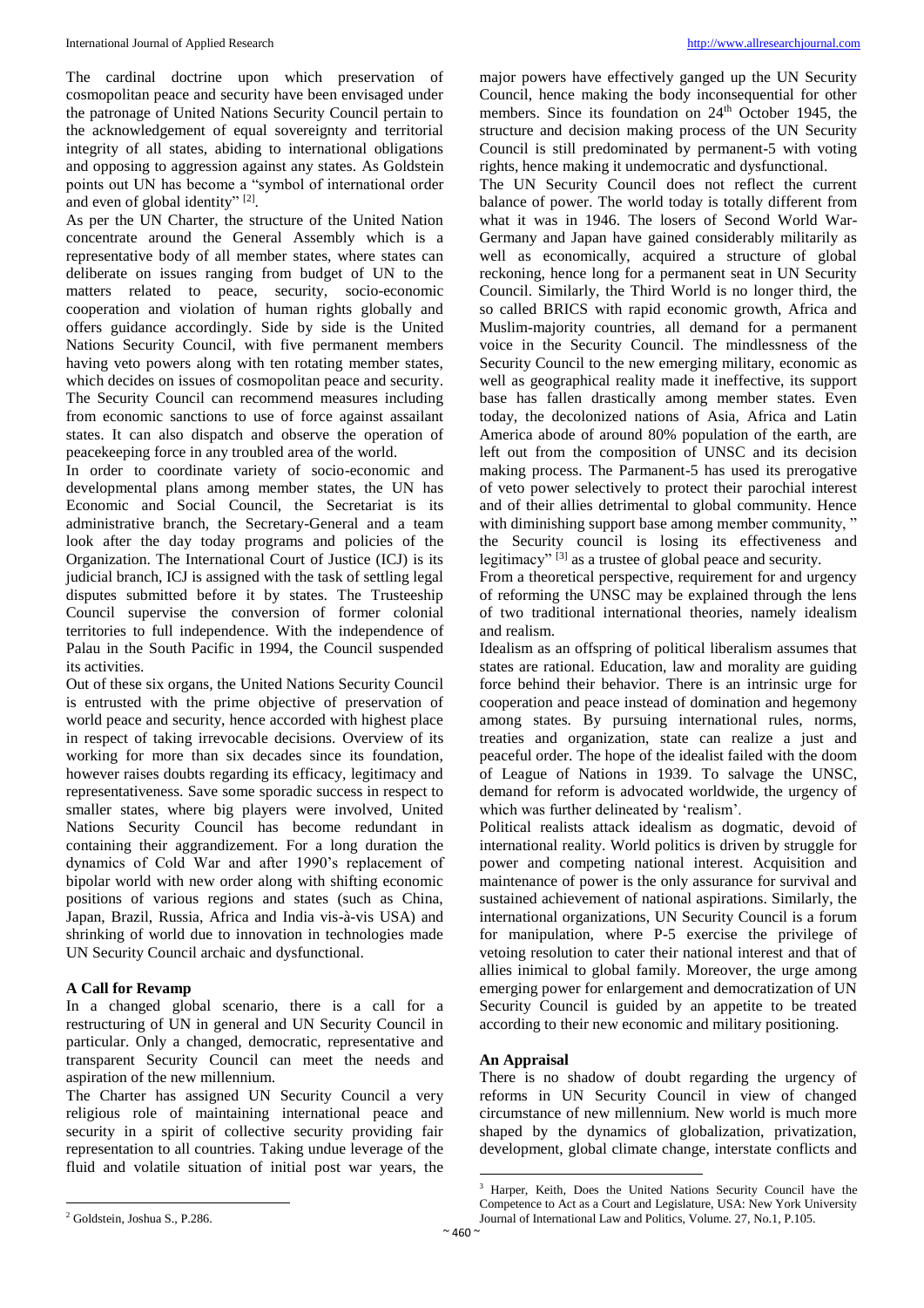The cardinal doctrine upon which preservation of cosmopolitan peace and security have been envisaged under the patronage of United Nations Security Council pertain to the acknowledgement of equal sovereignty and territorial integrity of all states, abiding to international obligations and opposing to aggression against any states. As Goldstein points out UN has become a "symbol of international order and even of global identity" [2].

As per the UN Charter, the structure of the United Nation concentrate around the General Assembly which is a representative body of all member states, where states can deliberate on issues ranging from budget of UN to the matters related to peace, security, socio-economic cooperation and violation of human rights globally and offers guidance accordingly. Side by side is the United Nations Security Council, with five permanent members having veto powers along with ten rotating member states, which decides on issues of cosmopolitan peace and security. The Security Council can recommend measures including from economic sanctions to use of force against assailant states. It can also dispatch and observe the operation of peacekeeping force in any troubled area of the world.

In order to coordinate variety of socio-economic and developmental plans among member states, the UN has Economic and Social Council, the Secretariat is its administrative branch, the Secretary-General and a team look after the day today programs and policies of the Organization. The International Court of Justice (ICJ) is its judicial branch, ICJ is assigned with the task of settling legal disputes submitted before it by states. The Trusteeship Council supervise the conversion of former colonial territories to full independence. With the independence of Palau in the South Pacific in 1994, the Council suspended its activities.

Out of these six organs, the United Nations Security Council is entrusted with the prime objective of preservation of world peace and security, hence accorded with highest place in respect of taking irrevocable decisions. Overview of its working for more than six decades since its foundation, however raises doubts regarding its efficacy, legitimacy and representativeness. Save some sporadic success in respect to smaller states, where big players were involved, United Nations Security Council has become redundant in containing their aggrandizement. For a long duration the dynamics of Cold War and after 1990's replacement of bipolar world with new order along with shifting economic positions of various regions and states (such as China, Japan, Brazil, Russia, Africa and India vis-à-vis USA) and shrinking of world due to innovation in technologies made UN Security Council archaic and dysfunctional.

## A Call for Revamp

In a changed global scenario, there is a call for a restructuring of UN in general and UN Security Council in particular. Only a changed, democratic, representative and transparent Security Council can meet the needs and aspiration of the new millennium.

The Charter has assigned UN Security Council a very religious role of maintaining international peace and security in a spirit of collective security providing fair representation to all countries. Taking undue leverage of the fluid and volatile situation of initial post war years, the major powers have effectively ganged up the UN Security Council, hence making the body inconsequential for other members. Since its foundation on 24th October 1945, the structure and decision making process of the UN Security Council is still predominated by permanent-5 with voting rights, hence making it undemocratic and dysfunctional.

The UN Security Council does not reflect the current balance of power. The world today is totally different from what it was in 1946. The losers of Second World War-Germany and Japan have gained considerably militarily as well as economically, acquired a structure of global reckoning, hence long for a permanent seat in UN Security Council. Similarly, the Third World is no longer third, the so called BRICS with rapid economic growth, Africa and Muslim-majority countries, all demand for a permanent voice in the Security Council. The mindlessness of the Security Council to the new emerging military, economic as well as geographical reality made it ineffective, its support base has fallen drastically among member states. Even today, the decolonized nations of Asia, Africa and Latin America abode of around 80% population of the earth, are left out from the composition of UNSC and its decision making process. The Parmanent-5 has used its prerogative of veto power selectively to protect their parochial interest and of their allies detrimental to global community. Hence with diminishing support base among member community, " the Security council is losing its effectiveness and legitimacy" [3] as a trustee of global peace and security.

From a theoretical perspective, requirement for and urgency of reforming the UNSC may be explained through the lens of two traditional international theories, namely idealism and realism.

Idealism as an offspring of political liberalism assumes that states are rational. Education, law and morality are guiding force behind their behavior. There is an intrinsic urge for cooperation and peace instead of domination and hegemony among states. By pursuing international rules, norms, treaties and organization, state can realize a just and peaceful order. The hope of the idealist failed with the doom of League of Nations in 1939. To salvage the UNSC, demand for reform is advocated worldwide, the urgency of which was further delineated by 'realism'.

Political realists attack idealism as dogmatic, devoid of international reality. World politics is driven by struggle for power and competing national interest. Acquisition and maintenance of power is the only assurance for survival and sustained achievement of national aspirations. Similarly, the international organizations, UN Security Council is a forum for manipulation, where P-5 exercise the privilege of vetoing resolution to cater their national interest and that of allies inimical to global family. Moreover, the urge among emerging power for enlargement and democratization of UN Security Council is guided by an appetite to be treated according to their new economic and military positioning.

## An Appraisal

There is no shadow of doubt regarding the urgency of reforms in UN Security Council in view of changed circumstance of new millennium. New world is much more shaped by the dynamics of globalization, privatization, development, global climate change, interstate conflicts and

---

[2] Goldstein, Joshua S., P.286.

[3] Harper, Keith, Does the United Nations Security Council have the Competence to Act as a Court and Legislature, USA: New York University Journal of International Law and Politics, Volume. 27, No.1, P.105.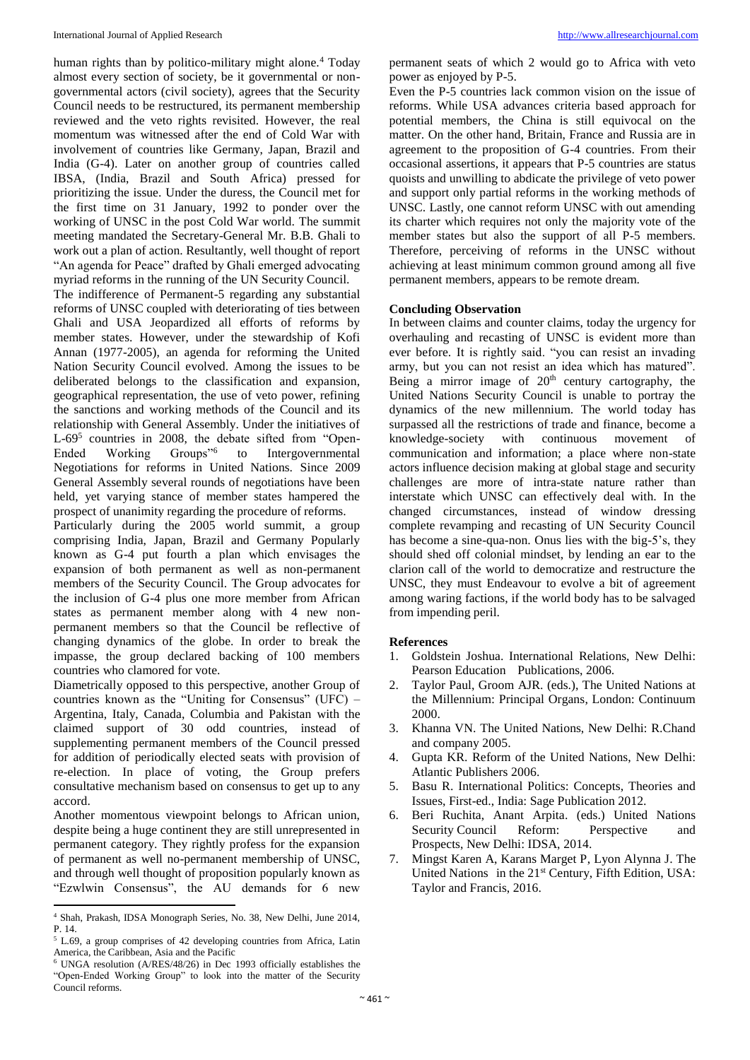human rights than by politico-military might alone.[4] Today almost every section of society, be it governmental or non-governmental actors (civil society), agrees that the Security Council needs to be restructured, its permanent membership reviewed and the veto rights revisited. However, the real momentum was witnessed after the end of Cold War with involvement of countries like Germany, Japan, Brazil and India (G-4). Later on another group of countries called IBSA, (India, Brazil and South Africa) pressed for prioritizing the issue. Under the duress, the Council met for the first time on 31 January, 1992 to ponder over the working of UNSC in the post Cold War world. The summit meeting mandated the Secretary-General Mr. B.B. Ghali to work out a plan of action. Resultantly, well thought of report "An agenda for Peace" drafted by Ghali emerged advocating myriad reforms in the running of the UN Security Council.

The indifference of Permanent-5 regarding any substantial reforms of UNSC coupled with deteriorating of ties between Ghali and USA Jeopardized all efforts of reforms by member states. However, under the stewardship of Kofi Annan (1977-2005), an agenda for reforming the United Nation Security Council evolved. Among the issues to be deliberated belongs to the classification and expansion, geographical representation, the use of veto power, refining the sanctions and working methods of the Council and its relationship with General Assembly. Under the initiatives of L-69[5] countries in 2008, the debate sifted from "Open-Ended Working Groups"[6] to Intergovernmental Negotiations for reforms in United Nations. Since 2009 General Assembly several rounds of negotiations have been held, yet varying stance of member states hampered the prospect of unanimity regarding the procedure of reforms.

Particularly during the 2005 world summit, a group comprising India, Japan, Brazil and Germany Popularly known as G-4 put fourth a plan which envisages the expansion of both permanent as well as non-permanent members of the Security Council. The Group advocates for the inclusion of G-4 plus one more member from African states as permanent member along with 4 new non-permanent members so that the Council be reflective of changing dynamics of the globe. In order to break the impasse, the group declared backing of 100 members countries who clamored for vote.

Diametrically opposed to this perspective, another Group of countries known as the "Uniting for Consensus" (UFC) – Argentina, Italy, Canada, Columbia and Pakistan with the claimed support of 30 odd countries, instead of supplementing permanent members of the Council pressed for addition of periodically elected seats with provision of re-election. In place of voting, the Group prefers consultative mechanism based on consensus to get up to any accord.

Another momentous viewpoint belongs to African union, despite being a huge continent they are still unrepresented in permanent category. They rightly profess for the expansion of permanent as well no-permanent membership of UNSC, and through well thought of proposition popularly known as "Ezwlwin Consensus", the AU demands for 6 new permanent seats of which 2 would go to Africa with veto power as enjoyed by P-5.

Even the P-5 countries lack common vision on the issue of reforms. While USA advances criteria based approach for potential members, the China is still equivocal on the matter. On the other hand, Britain, France and Russia are in agreement to the proposition of G-4 countries. From their occasional assertions, it appears that P-5 countries are status quoists and unwilling to abdicate the privilege of veto power and support only partial reforms in the working methods of UNSC. Lastly, one cannot reform UNSC with out amending its charter which requires not only the majority vote of the member states but also the support of all P-5 members. Therefore, perceiving of reforms in the UNSC without achieving at least minimum common ground among all five permanent members, appears to be remote dream.

## Concluding Observation

In between claims and counter claims, today the urgency for overhauling and recasting of UNSC is evident more than ever before. It is rightly said. "you can resist an invading army, but you can not resist an idea which has matured". Being a mirror image of $20^{th}$ century cartography, the United Nations Security Council is unable to portray the dynamics of the new millennium. The world today has surpassed all the restrictions of trade and finance, become a knowledge-society with continuous movement of communication and information; a place where non-state actors influence decision making at global stage and security challenges are more of intra-state nature rather than interstate which UNSC can effectively deal with. In the changed circumstances, instead of window dressing complete revamping and recasting of UN Security Council has become a sine-qua-non. Onus lies with the big-5's, they should shed off colonial mindset, by lending an ear to the clarion call of the world to democratize and restructure the UNSC, they must Endeavour to evolve a bit of agreement among waring factions, if the world body has to be salvaged from impending peril.

## References

1. Goldstein Joshua. International Relations, New Delhi: Pearson Education Publications, 2006.
2. Taylor Paul, Groom AJR. (eds.), The United Nations at the Millennium: Principal Organs, London: Continuum 2000.
3. Khanna VN. The United Nations, New Delhi: R.Chand and company 2005.
4. Gupta KR. Reform of the United Nations, New Delhi: Atlantic Publishers 2006.
5. Basu R. International Politics: Concepts, Theories and Issues, First-ed., India: Sage Publication 2012.
6. Beri Ruchita, Anant Arpita. (eds.) United Nations Security Council Reform: Perspective and Prospects, New Delhi: IDSA, 2014.
7. Mingst Karen A, Karans Marget P, Lyon Alynna J. The United Nations in the $21^{st}$ Century, Fifth Edition, USA: Taylor and Francis, 2016.

---

[4] Shah, Prakash, IDSA Monograph Series, No. 38, New Delhi, June 2014, P. 14.

[5] L.69, a group comprises of 42 developing countries from Africa, Latin America, the Caribbean, Asia and the Pacific

[6] UNGA resolution (A/RES/48/26) in Dec 1993 officially establishes the "Open-Ended Working Group" to look into the matter of the Security Council reforms.